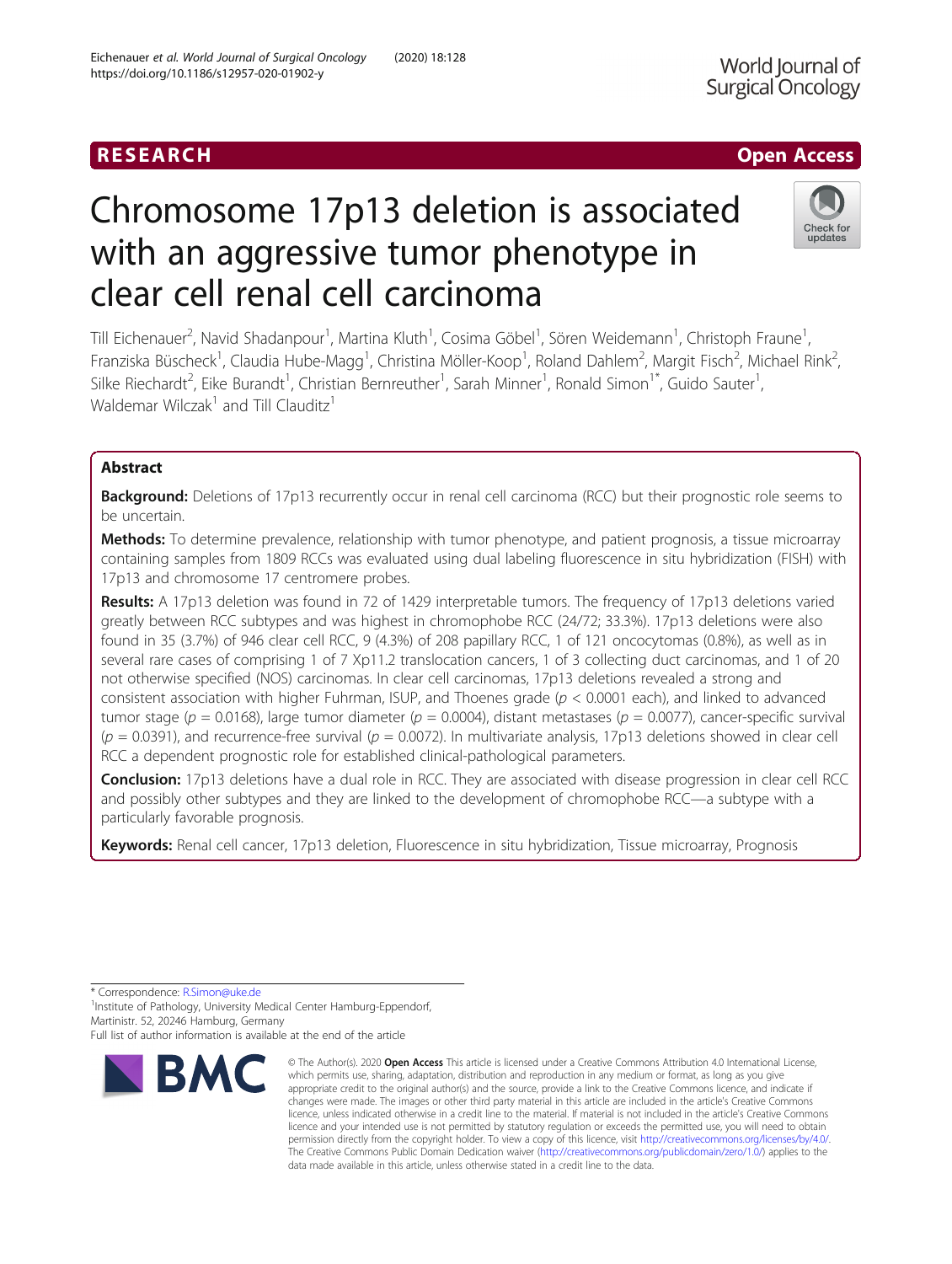RESEARCH

Open Access

# Chromosome 17p13 deletion is associated with an aggressive tumor phenotype in clear cell renal cell carcinoma

Till Eichenauer[2], Navid Shadanpour[1], Martina Kluth[1], Cosima Göbel[1], Sören Weidemann[1], Christoph Fraune[1], Franziska Büscheck[1], Claudia Hube-Magg[1], Christina Möller-Koop[1], Roland Dahlem[2], Margit Fisch[2], Michael Rink[2], Silke Riechardt[2], Eike Burandt[1], Christian Bernreuther[1], Sarah Minner[1], Ronald Simon[1*], Guido Sauter[1], Waldemar Wilczak[1] and Till Clauditz[1]

## Abstract

**Background:** Deletions of 17p13 recurrently occur in renal cell carcinoma (RCC) but their prognostic role seems to be uncertain.

**Methods:** To determine prevalence, relationship with tumor phenotype, and patient prognosis, a tissue microarray containing samples from 1809 RCCs was evaluated using dual labeling fluorescence in situ hybridization (FISH) with 17p13 and chromosome 17 centromere probes.

**Results:** A 17p13 deletion was found in 72 of 1429 interpretable tumors. The frequency of 17p13 deletions varied greatly between RCC subtypes and was highest in chromophobe RCC (24/72; 33.3%). 17p13 deletions were also found in 35 (3.7%) of 946 clear cell RCC, 9 (4.3%) of 208 papillary RCC, 1 of 121 oncocytomas (0.8%), as well as in several rare cases of comprising 1 of 7 Xp11.2 translocation cancers, 1 of 3 collecting duct carcinomas, and 1 of 20 not otherwise specified (NOS) carcinomas. In clear cell carcinomas, 17p13 deletions revealed a strong and consistent association with higher Fuhrman, ISUP, and Thoenes grade ($p < 0.0001$ each), and linked to advanced tumor stage ($p = 0.0168$), large tumor diameter ($p = 0.0004$), distant metastases ($p = 0.0077$), cancer-specific survival ($p = 0.0391$), and recurrence-free survival ($p = 0.0072$). In multivariate analysis, 17p13 deletions showed in clear cell RCC a dependent prognostic role for established clinical-pathological parameters.

**Conclusion:** 17p13 deletions have a dual role in RCC. They are associated with disease progression in clear cell RCC and possibly other subtypes and they are linked to the development of chromophobe RCC—a subtype with a particularly favorable prognosis.

**Keywords:** Renal cell cancer, 17p13 deletion, Fluorescence in situ hybridization, Tissue microarray, Prognosis

---

\* Correspondence: R.Simon@uke.de
[1]Institute of Pathology, University Medical Center Hamburg-Eppendorf, Martinistr. 52, 20246 Hamburg, Germany
Full list of author information is available at the end of the article

© The Author(s). 2020 **Open Access** This article is licensed under a Creative Commons Attribution 4.0 International License, which permits use, sharing, adaptation, distribution and reproduction in any medium or format, as long as you give appropriate credit to the original author(s) and the source, provide a link to the Creative Commons licence, and indicate if changes were made. The images or other third party material in this article are included in the article's Creative Commons licence, unless indicated otherwise in a credit line to the material. If material is not included in the article's Creative Commons licence and your intended use is not permitted by statutory regulation or exceeds the permitted use, you will need to obtain permission directly from the copyright holder. To view a copy of this licence, visit http://creativecommons.org/licenses/by/4.0/. The Creative Commons Public Domain Dedication waiver (http://creativecommons.org/publicdomain/zero/1.0/) applies to the data made available in this article, unless otherwise stated in a credit line to the data.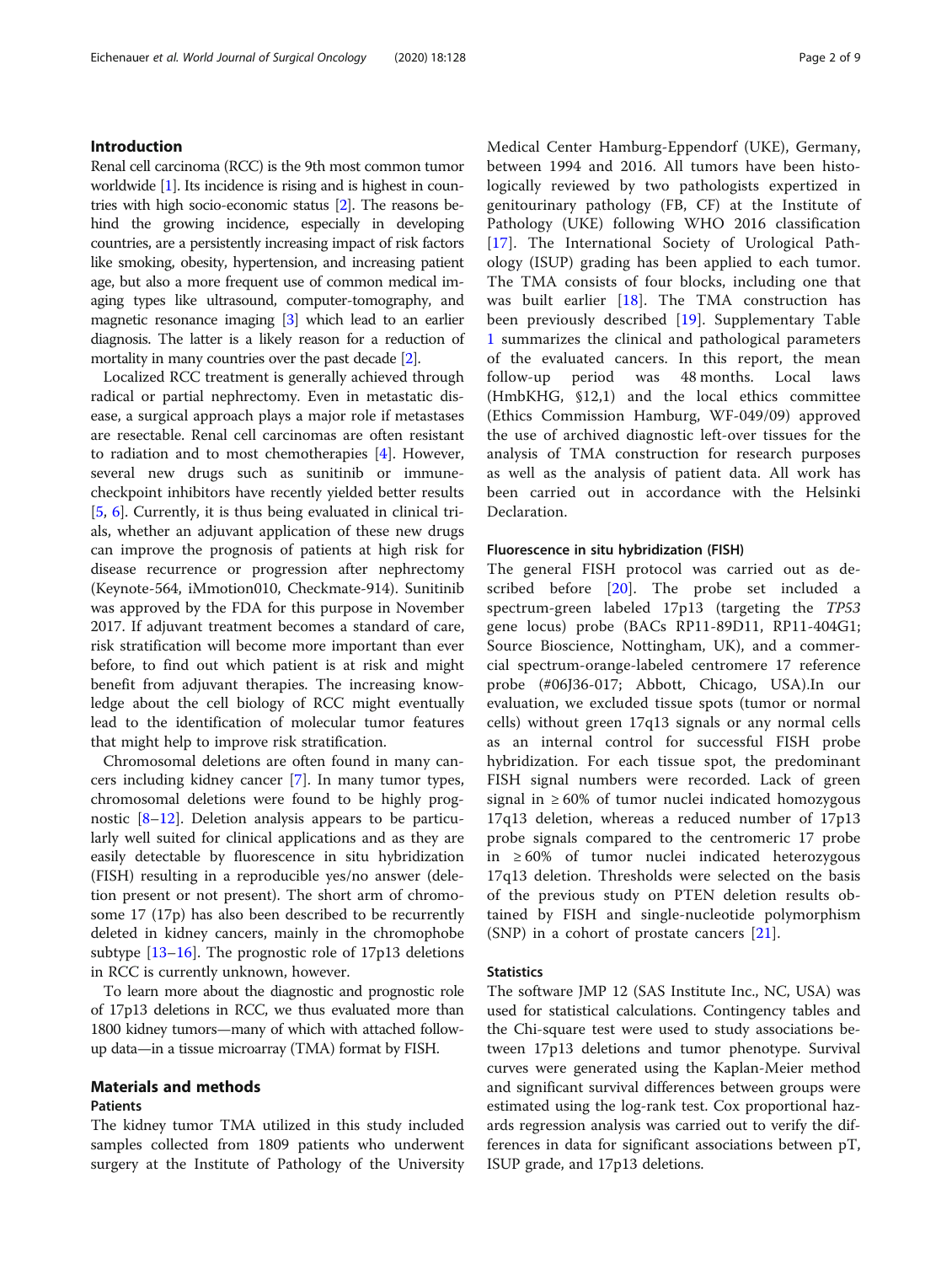## Introduction

Renal cell carcinoma (RCC) is the 9th most common tumor worldwide [1]. Its incidence is rising and is highest in countries with high socio-economic status [2]. The reasons behind the growing incidence, especially in developing countries, are a persistently increasing impact of risk factors like smoking, obesity, hypertension, and increasing patient age, but also a more frequent use of common medical imaging types like ultrasound, computer-tomography, and magnetic resonance imaging [3] which lead to an earlier diagnosis. The latter is a likely reason for a reduction of mortality in many countries over the past decade [2].

Localized RCC treatment is generally achieved through radical or partial nephrectomy. Even in metastatic disease, a surgical approach plays a major role if metastases are resectable. Renal cell carcinomas are often resistant to radiation and to most chemotherapies [4]. However, several new drugs such as sunitinib or immune-checkpoint inhibitors have recently yielded better results [5, 6]. Currently, it is thus being evaluated in clinical trials, whether an adjuvant application of these new drugs can improve the prognosis of patients at high risk for disease recurrence or progression after nephrectomy (Keynote-564, iMmotion010, Checkmate-914). Sunitinib was approved by the FDA for this purpose in November 2017. If adjuvant treatment becomes a standard of care, risk stratification will become more important than ever before, to find out which patient is at risk and might benefit from adjuvant therapies. The increasing knowledge about the cell biology of RCC might eventually lead to the identification of molecular tumor features that might help to improve risk stratification.

Chromosomal deletions are often found in many cancers including kidney cancer [7]. In many tumor types, chromosomal deletions were found to be highly prognostic [8–12]. Deletion analysis appears to be particularly well suited for clinical applications and as they are easily detectable by fluorescence in situ hybridization (FISH) resulting in a reproducible yes/no answer (deletion present or not present). The short arm of chromosome 17 (17p) has also been described to be recurrently deleted in kidney cancers, mainly in the chromophobe subtype [13–16]. The prognostic role of 17p13 deletions in RCC is currently unknown, however.

To learn more about the diagnostic and prognostic role of 17p13 deletions in RCC, we thus evaluated more than 1800 kidney tumors—many of which with attached follow-up data—in a tissue microarray (TMA) format by FISH.

## Materials and methods

### Patients

The kidney tumor TMA utilized in this study included samples collected from 1809 patients who underwent surgery at the Institute of Pathology of the University Medical Center Hamburg-Eppendorf (UKE), Germany, between 1994 and 2016. All tumors have been histologically reviewed by two pathologists expertized in genitourinary pathology (FB, CF) at the Institute of Pathology (UKE) following WHO 2016 classification [17]. The International Society of Urological Pathology (ISUP) grading has been applied to each tumor. The TMA consists of four blocks, including one that was built earlier [18]. The TMA construction has been previously described [19]. Supplementary Table 1 summarizes the clinical and pathological parameters of the evaluated cancers. In this report, the mean follow-up period was 48 months. Local laws (HmbKHG, §12,1) and the local ethics committee (Ethics Commission Hamburg, WF-049/09) approved the use of archived diagnostic left-over tissues for the analysis of TMA construction for research purposes as well as the analysis of patient data. All work has been carried out in accordance with the Helsinki Declaration.

### Fluorescence in situ hybridization (FISH)

The general FISH protocol was carried out as described before [20]. The probe set included a spectrum-green labeled 17p13 (targeting the *TP53* gene locus) probe (BACs RP11-89D11, RP11-404G1; Source Bioscience, Nottingham, UK), and a commercial spectrum-orange-labeled centromere 17 reference probe (#06J36-017; Abbott, Chicago, USA).In our evaluation, we excluded tissue spots (tumor or normal cells) without green 17q13 signals or any normal cells as an internal control for successful FISH probe hybridization. For each tissue spot, the predominant FISH signal numbers were recorded. Lack of green signal in ≥ 60% of tumor nuclei indicated homozygous 17q13 deletion, whereas a reduced number of 17p13 probe signals compared to the centromeric 17 probe in ≥ 60% of tumor nuclei indicated heterozygous 17q13 deletion. Thresholds were selected on the basis of the previous study on PTEN deletion results obtained by FISH and single-nucleotide polymorphism (SNP) in a cohort of prostate cancers [21].

### Statistics

The software JMP 12 (SAS Institute Inc., NC, USA) was used for statistical calculations. Contingency tables and the Chi-square test were used to study associations between 17p13 deletions and tumor phenotype. Survival curves were generated using the Kaplan-Meier method and significant survival differences between groups were estimated using the log-rank test. Cox proportional hazards regression analysis was carried out to verify the differences in data for significant associations between pT, ISUP grade, and 17p13 deletions.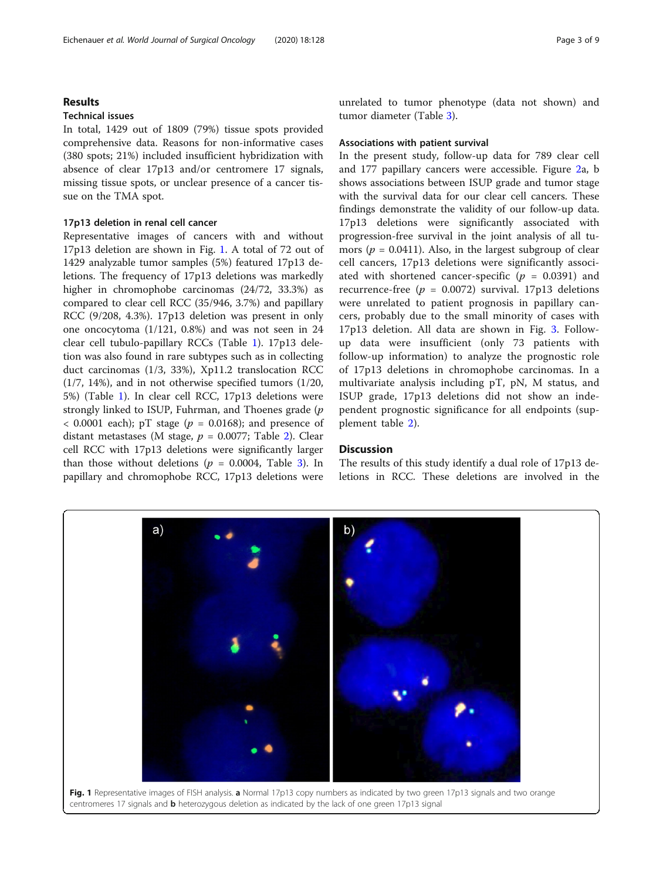## Results

### Technical issues

In total, 1429 out of 1809 (79%) tissue spots provided comprehensive data. Reasons for non-informative cases (380 spots; 21%) included insufficient hybridization with absence of clear 17p13 and/or centromere 17 signals, missing tissue spots, or unclear presence of a cancer tissue on the TMA spot.

### 17p13 deletion in renal cell cancer

Representative images of cancers with and without 17p13 deletion are shown in Fig. 1. A total of 72 out of 1429 analyzable tumor samples (5%) featured 17p13 deletions. The frequency of 17p13 deletions was markedly higher in chromophobe carcinomas (24/72, 33.3%) as compared to clear cell RCC (35/946, 3.7%) and papillary RCC (9/208, 4.3%). 17p13 deletion was present in only one oncocytoma (1/121, 0.8%) and was not seen in 24 clear cell tubulo-papillary RCCs (Table 1). 17p13 deletion was also found in rare subtypes such as in collecting duct carcinomas (1/3, 33%), Xp11.2 translocation RCC (1/7, 14%), and in not otherwise specified tumors (1/20, 5%) (Table 1). In clear cell RCC, 17p13 deletions were strongly linked to ISUP, Fuhrman, and Thoenes grade ($p < 0.0001$ each); pT stage ($p = 0.0168$); and presence of distant metastases (M stage, $p = 0.0077$; Table 2). Clear cell RCC with 17p13 deletions were significantly larger than those without deletions ($p = 0.0004$, Table 3). In papillary and chromophobe RCC, 17p13 deletions were unrelated to tumor phenotype (data not shown) and tumor diameter (Table 3).

### Associations with patient survival

In the present study, follow-up data for 789 clear cell and 177 papillary cancers were accessible. Figure 2a, b shows associations between ISUP grade and tumor stage with the survival data for our clear cell cancers. These findings demonstrate the validity of our follow-up data. 17p13 deletions were significantly associated with progression-free survival in the joint analysis of all tumors ($p = 0.0411$). Also, in the largest subgroup of clear cell cancers, 17p13 deletions were significantly associated with shortened cancer-specific ($p = 0.0391$) and recurrence-free ($p = 0.0072$) survival. 17p13 deletions were unrelated to patient prognosis in papillary cancers, probably due to the small minority of cases with 17p13 deletion. All data are shown in Fig. 3. Follow-up data were insufficient (only 73 patients with follow-up information) to analyze the prognostic role of 17p13 deletions in chromophobe carcinomas. In a multivariate analysis including pT, pN, M status, and ISUP grade, 17p13 deletions did not show an independent prognostic significance for all endpoints (supplement table 2).

## Discussion

The results of this study identify a dual role of 17p13 deletions in RCC. These deletions are involved in the

**Fig. 1** Representative images of FISH analysis. **a** Normal 17p13 copy numbers as indicated by two green 17p13 signals and two orange centromeres 17 signals and **b** heterozygous deletion as indicated by the lack of one green 17p13 signal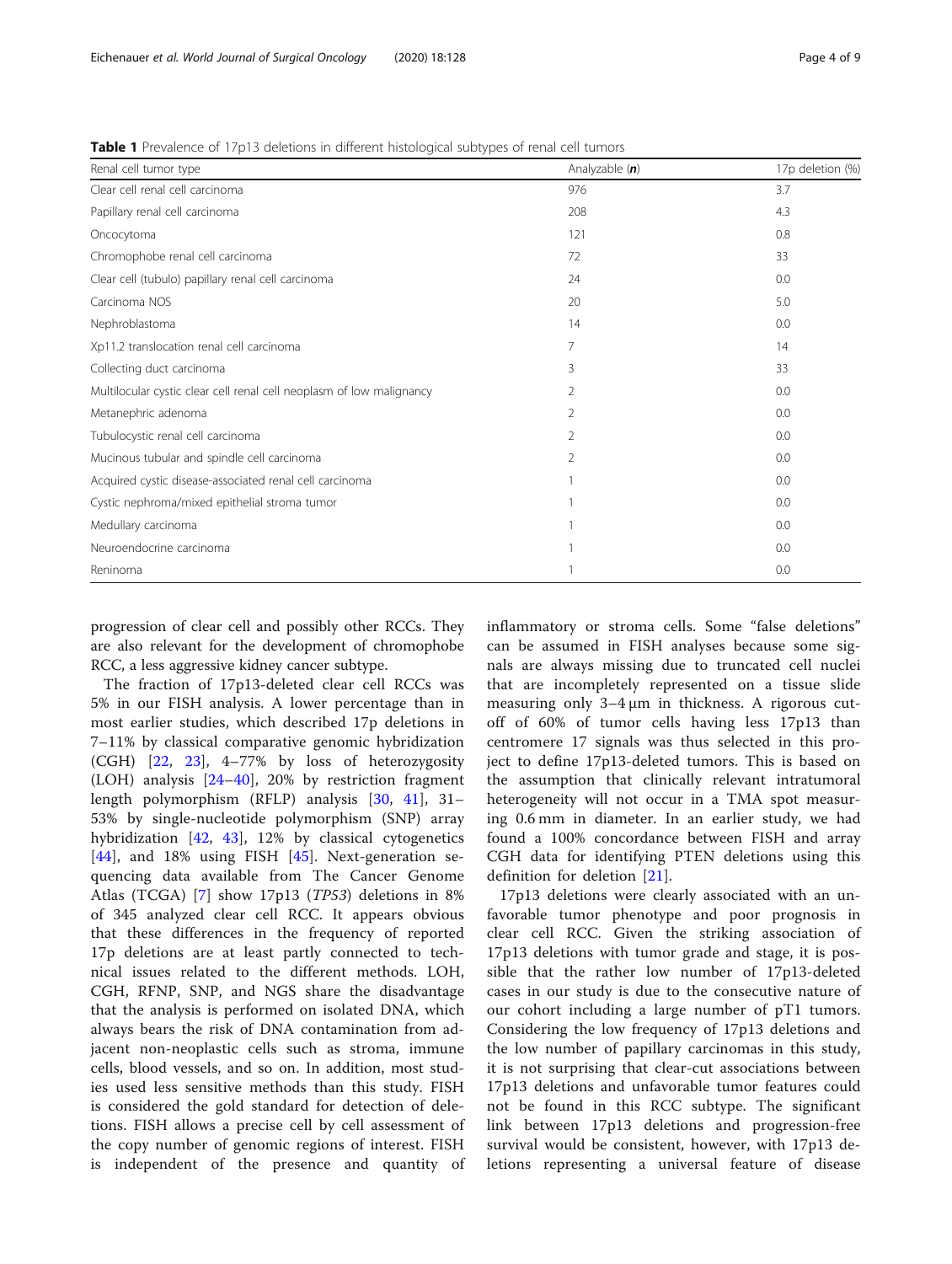**Table 1** Prevalence of 17p13 deletions in different histological subtypes of renal cell tumors

| Renal cell tumor type | Analyzable (*n*) | 17p deletion (%) |
|---|---|---|
| Clear cell renal cell carcinoma | 976 | 3.7 |
| Papillary renal cell carcinoma | 208 | 4.3 |
| Oncocytoma | 121 | 0.8 |
| Chromophobe renal cell carcinoma | 72 | 33 |
| Clear cell (tubulo) papillary renal cell carcinoma | 24 | 0.0 |
| Carcinoma NOS | 20 | 5.0 |
| Nephroblastoma | 14 | 0.0 |
| Xp11.2 translocation renal cell carcinoma | 7 | 14 |
| Collecting duct carcinoma | 3 | 33 |
| Multilocular cystic clear cell renal cell neoplasm of low malignancy | 2 | 0.0 |
| Metanephric adenoma | 2 | 0.0 |
| Tubulocystic renal cell carcinoma | 2 | 0.0 |
| Mucinous tubular and spindle cell carcinoma | 2 | 0.0 |
| Acquired cystic disease-associated renal cell carcinoma | 1 | 0.0 |
| Cystic nephroma/mixed epithelial stroma tumor | 1 | 0.0 |
| Medullary carcinoma | 1 | 0.0 |
| Neuroendocrine carcinoma | 1 | 0.0 |
| Reninoma | 1 | 0.0 |

progression of clear cell and possibly other RCCs. They are also relevant for the development of chromophobe RCC, a less aggressive kidney cancer subtype.

The fraction of 17p13-deleted clear cell RCCs was 5% in our FISH analysis. A lower percentage than in most earlier studies, which described 17p deletions in 7–11% by classical comparative genomic hybridization (CGH) [22, 23], 4–77% by loss of heterozygosity (LOH) analysis [24–40], 20% by restriction fragment length polymorphism (RFLP) analysis [30, 41], 31–53% by single-nucleotide polymorphism (SNP) array hybridization [42, 43], 12% by classical cytogenetics [44], and 18% using FISH [45]. Next-generation sequencing data available from The Cancer Genome Atlas (TCGA) [7] show 17p13 (*TP53*) deletions in 8% of 345 analyzed clear cell RCC. It appears obvious that these differences in the frequency of reported 17p deletions are at least partly connected to technical issues related to the different methods. LOH, CGH, RFNP, SNP, and NGS share the disadvantage that the analysis is performed on isolated DNA, which always bears the risk of DNA contamination from adjacent non-neoplastic cells such as stroma, immune cells, blood vessels, and so on. In addition, most studies used less sensitive methods than this study. FISH is considered the gold standard for detection of deletions. FISH allows a precise cell by cell assessment of the copy number of genomic regions of interest. FISH is independent of the presence and quantity of inflammatory or stroma cells. Some "false deletions" can be assumed in FISH analyses because some signals are always missing due to truncated cell nuclei that are incompletely represented on a tissue slide measuring only 3–4 μm in thickness. A rigorous cutoff of 60% of tumor cells having less 17p13 than centromere 17 signals was thus selected in this project to define 17p13-deleted tumors. This is based on the assumption that clinically relevant intratumoral heterogeneity will not occur in a TMA spot measuring 0.6 mm in diameter. In an earlier study, we had found a 100% concordance between FISH and array CGH data for identifying PTEN deletions using this definition for deletion [21].

17p13 deletions were clearly associated with an unfavorable tumor phenotype and poor prognosis in clear cell RCC. Given the striking association of 17p13 deletions with tumor grade and stage, it is possible that the rather low number of 17p13-deleted cases in our study is due to the consecutive nature of our cohort including a large number of pT1 tumors. Considering the low frequency of 17p13 deletions and the low number of papillary carcinomas in this study, it is not surprising that clear-cut associations between 17p13 deletions and unfavorable tumor features could not be found in this RCC subtype. The significant link between 17p13 deletions and progression-free survival would be consistent, however, with 17p13 deletions representing a universal feature of disease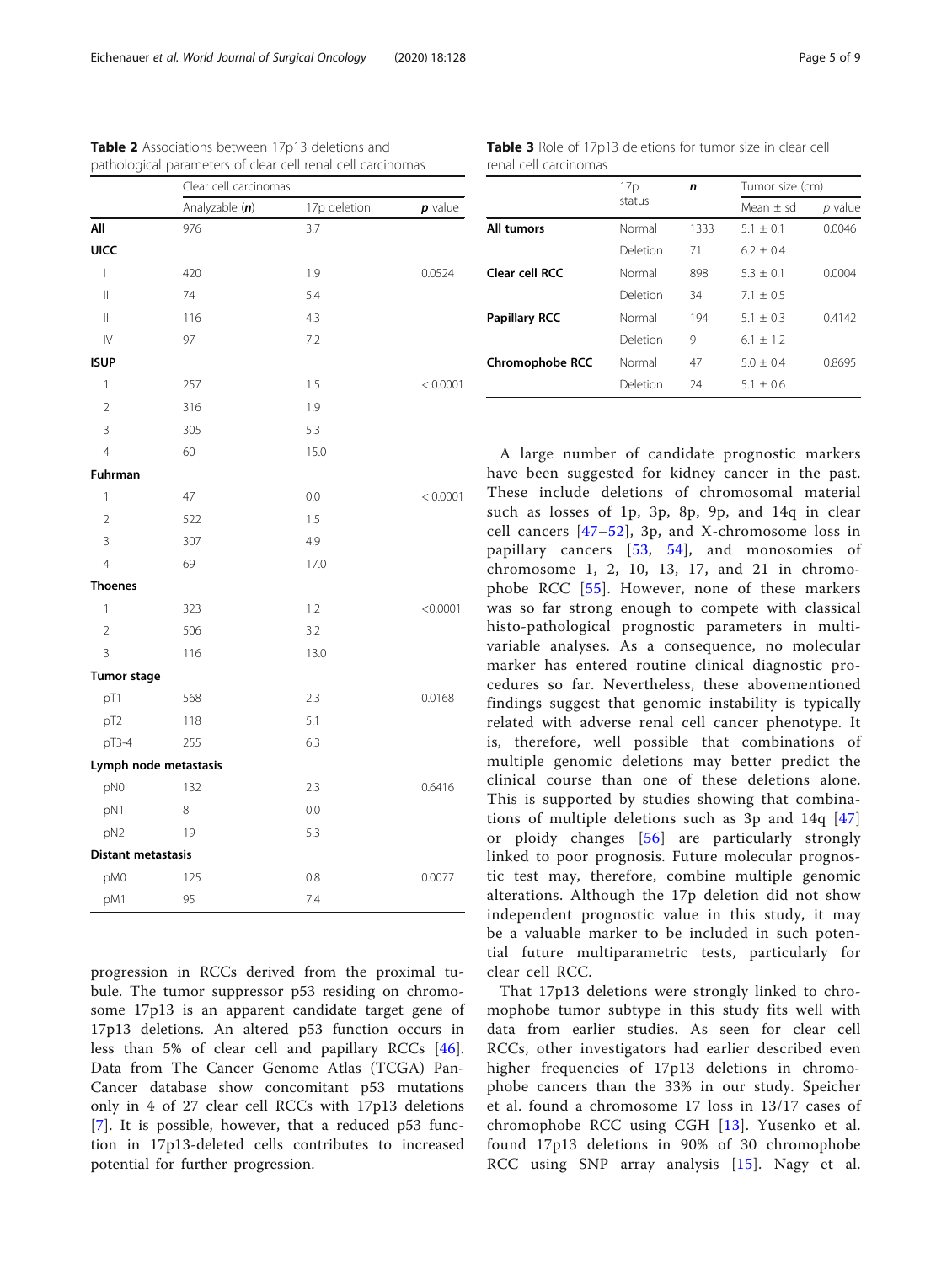**Table 2** Associations between 17p13 deletions and pathological parameters of clear cell renal cell carcinomas

| | Clear cell carcinomas | | |
|---|---|---|---|
| | Analyzable (***n***) | 17p deletion | ***p*** value |
| **All** | 976 | 3.7 | |
| **UICC** | | | |
| I | 420 | 1.9 | 0.0524 |
| II | 74 | 5.4 | |
| III | 116 | 4.3 | |
| IV | 97 | 7.2 | |
| **ISUP** | | | |
| 1 | 257 | 1.5 | < 0.0001 |
| 2 | 316 | 1.9 | |
| 3 | 305 | 5.3 | |
| 4 | 60 | 15.0 | |
| **Fuhrman** | | | |
| 1 | 47 | 0.0 | < 0.0001 |
| 2 | 522 | 1.5 | |
| 3 | 307 | 4.9 | |
| 4 | 69 | 17.0 | |
| **Thoenes** | | | |
| 1 | 323 | 1.2 | <0.0001 |
| 2 | 506 | 3.2 | |
| 3 | 116 | 13.0 | |
| **Tumor stage** | | | |
| pT1 | 568 | 2.3 | 0.0168 |
| pT2 | 118 | 5.1 | |
| pT3-4 | 255 | 6.3 | |
| **Lymph node metastasis** | | | |
| pN0 | 132 | 2.3 | 0.6416 |
| pN1 | 8 | 0.0 | |
| pN2 | 19 | 5.3 | |
| **Distant metastasis** | | | |
| pM0 | 125 | 0.8 | 0.0077 |
| pM1 | 95 | 7.4 | |

progression in RCCs derived from the proximal tubule. The tumor suppressor p53 residing on chromosome 17p13 is an apparent candidate target gene of 17p13 deletions. An altered p53 function occurs in less than 5% of clear cell and papillary RCCs [46]. Data from The Cancer Genome Atlas (TCGA) PanCancer database show concomitant p53 mutations only in 4 of 27 clear cell RCCs with 17p13 deletions [7]. It is possible, however, that a reduced p53 function in 17p13-deleted cells contributes to increased potential for further progression.

**Table 3** Role of 17p13 deletions for tumor size in clear cell renal cell carcinomas

| | 17p status | ***n*** | Tumor size (cm) | |
|---|---|---|---|---|
| | | | Mean ± sd | *p* value |
| **All tumors** | Normal | 1333 | 5.1 ± 0.1 | 0.0046 |
| | Deletion | 71 | 6.2 ± 0.4 | |
| **Clear cell RCC** | Normal | 898 | 5.3 ± 0.1 | 0.0004 |
| | Deletion | 34 | 7.1 ± 0.5 | |
| **Papillary RCC** | Normal | 194 | 5.1 ± 0.3 | 0.4142 |
| | Deletion | 9 | 6.1 ± 1.2 | |
| **Chromophobe RCC** | Normal | 47 | 5.0 ± 0.4 | 0.8695 |
| | Deletion | 24 | 5.1 ± 0.6 | |

A large number of candidate prognostic markers have been suggested for kidney cancer in the past. These include deletions of chromosomal material such as losses of 1p, 3p, 8p, 9p, and 14q in clear cell cancers [47–52], 3p, and X-chromosome loss in papillary cancers [53, 54], and monosomies of chromosome 1, 2, 10, 13, 17, and 21 in chromophobe RCC [55]. However, none of these markers was so far strong enough to compete with classical histo-pathological prognostic parameters in multivariable analyses. As a consequence, no molecular marker has entered routine clinical diagnostic procedures so far. Nevertheless, these abovementioned findings suggest that genomic instability is typically related with adverse renal cell cancer phenotype. It is, therefore, well possible that combinations of multiple genomic deletions may better predict the clinical course than one of these deletions alone. This is supported by studies showing that combinations of multiple deletions such as 3p and 14q [47] or ploidy changes [56] are particularly strongly linked to poor prognosis. Future molecular prognostic test may, therefore, combine multiple genomic alterations. Although the 17p deletion did not show independent prognostic value in this study, it may be a valuable marker to be included in such potential future multiparametric tests, particularly for clear cell RCC.

That 17p13 deletions were strongly linked to chromophobe tumor subtype in this study fits well with data from earlier studies. As seen for clear cell RCCs, other investigators had earlier described even higher frequencies of 17p13 deletions in chromophobe cancers than the 33% in our study. Speicher et al. found a chromosome 17 loss in 13/17 cases of chromophobe RCC using CGH [13]. Yusenko et al. found 17p13 deletions in 90% of 30 chromophobe RCC using SNP array analysis [15]. Nagy et al.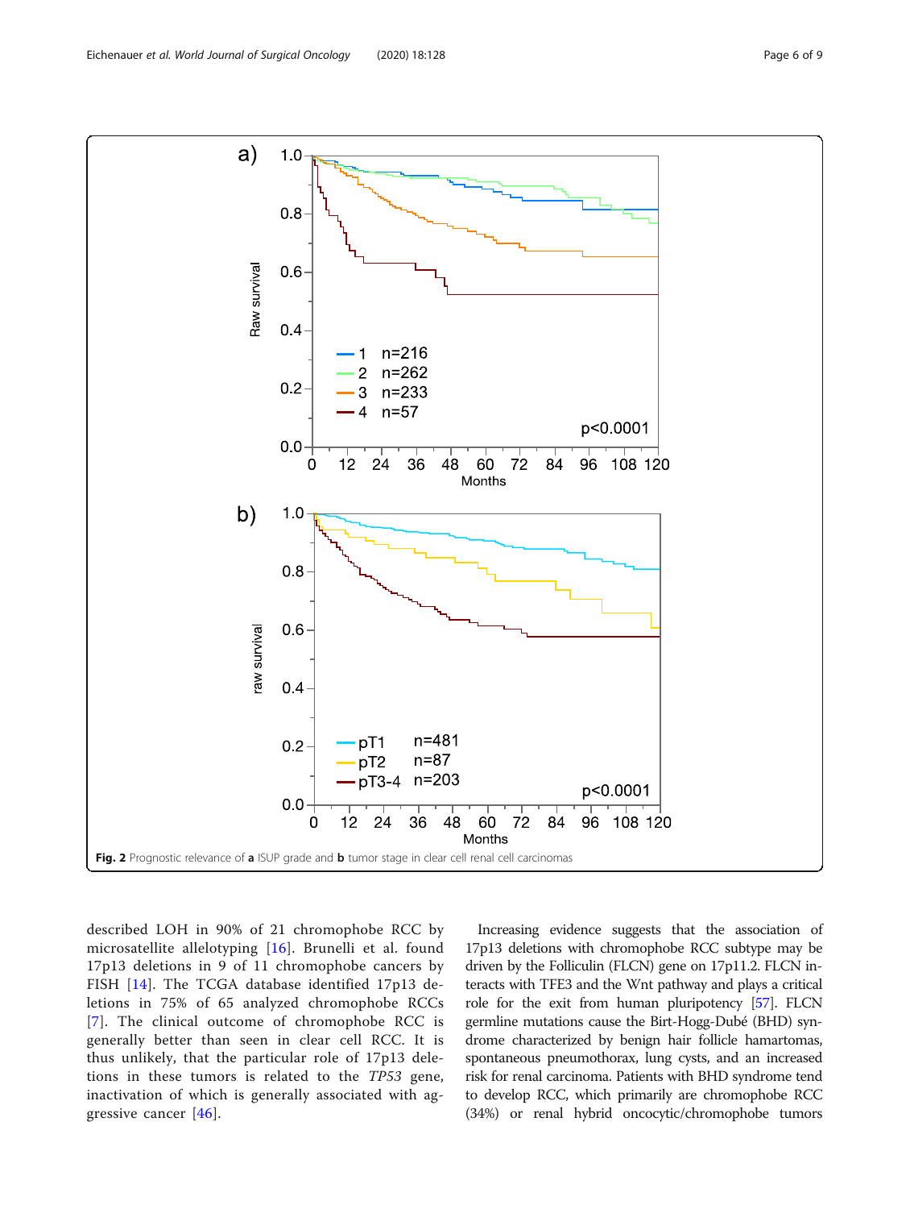Fig. 2 Prognostic relevance of **a** ISUP grade and **b** tumor stage in clear cell renal cell carcinomas

described LOH in 90% of 21 chromophobe RCC by microsatellite allelotyping [16]. Brunelli et al. found 17p13 deletions in 9 of 11 chromophobe cancers by FISH [14]. The TCGA database identified 17p13 deletions in 75% of 65 analyzed chromophobe RCCs [7]. The clinical outcome of chromophobe RCC is generally better than seen in clear cell RCC. It is thus unlikely, that the particular role of 17p13 deletions in these tumors is related to the *TP53* gene, inactivation of which is generally associated with aggressive cancer [46].

Increasing evidence suggests that the association of 17p13 deletions with chromophobe RCC subtype may be driven by the Folliculin (FLCN) gene on 17p11.2. FLCN interacts with TFE3 and the Wnt pathway and plays a critical role for the exit from human pluripotency [57]. FLCN germline mutations cause the Birt-Hogg-Dubé (BHD) syndrome characterized by benign hair follicle hamartomas, spontaneous pneumothorax, lung cysts, and an increased risk for renal carcinoma. Patients with BHD syndrome tend to develop RCC, which primarily are chromophobe RCC (34%) or renal hybrid oncocytic/chromophobe tumors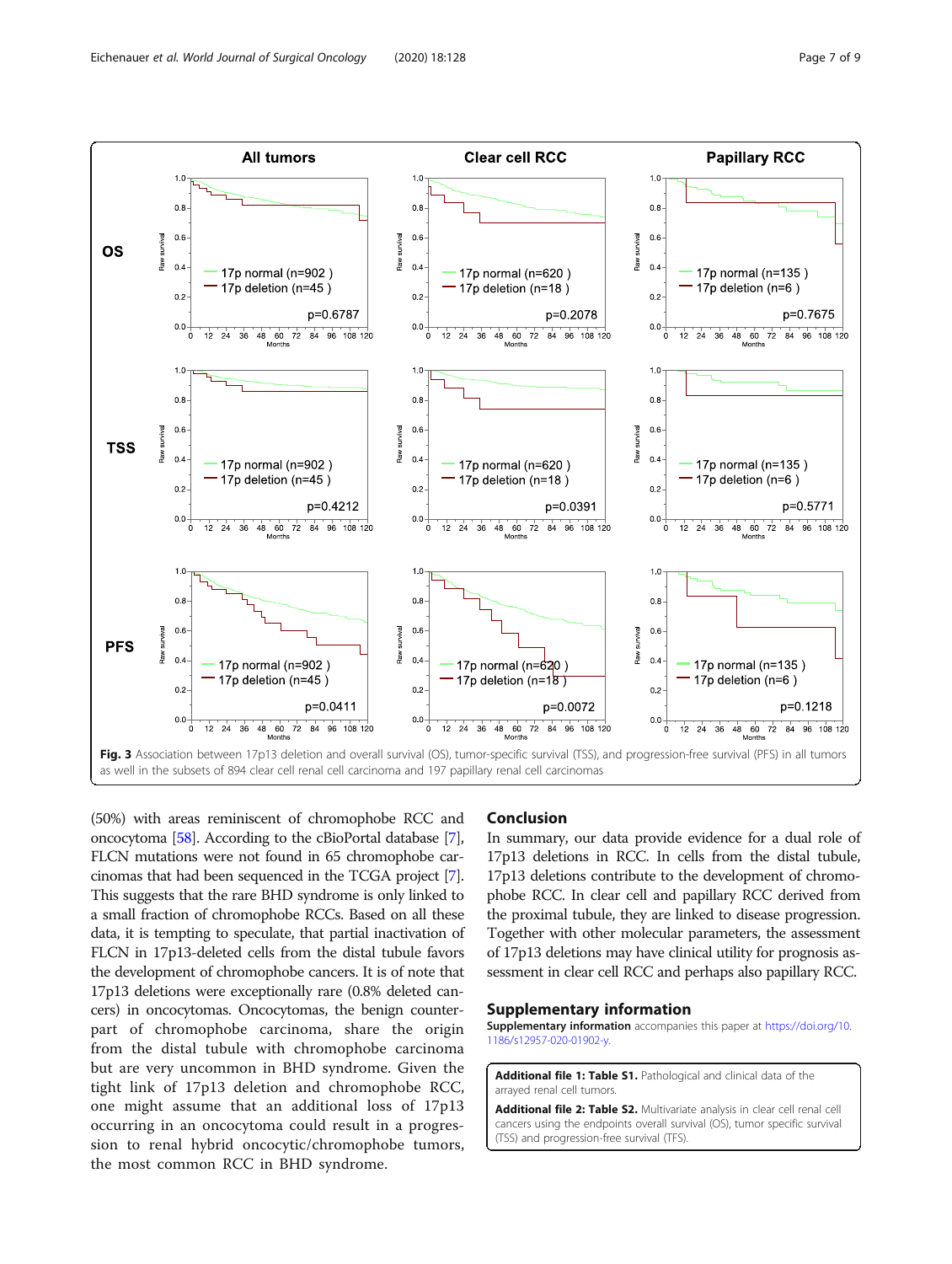Fig. 3 Association between 17p13 deletion and overall survival (OS), tumor-specific survival (TSS), and progression-free survival (PFS) in all tumors as well in the subsets of 894 clear cell renal cell carcinoma and 197 papillary renal cell carcinomas

(50%) with areas reminiscent of chromophobe RCC and oncocytoma [58]. According to the cBioPortal database [7], FLCN mutations were not found in 65 chromophobe carcinomas that had been sequenced in the TCGA project [7]. This suggests that the rare BHD syndrome is only linked to a small fraction of chromophobe RCCs. Based on all these data, it is tempting to speculate, that partial inactivation of FLCN in 17p13-deleted cells from the distal tubule favors the development of chromophobe cancers. It is of note that 17p13 deletions were exceptionally rare (0.8% deleted cancers) in oncocytomas. Oncocytomas, the benign counterpart of chromophobe carcinoma, share the origin from the distal tubule with chromophobe carcinoma but are very uncommon in BHD syndrome. Given the tight link of 17p13 deletion and chromophobe RCC, one might assume that an additional loss of 17p13 occurring in an oncocytoma could result in a progression to renal hybrid oncocytic/chromophobe tumors, the most common RCC in BHD syndrome.

## Conclusion

In summary, our data provide evidence for a dual role of 17p13 deletions in RCC. In cells from the distal tubule, 17p13 deletions contribute to the development of chromophobe RCC. In clear cell and papillary RCC derived from the proximal tubule, they are linked to disease progression. Together with other molecular parameters, the assessment of 17p13 deletions may have clinical utility for prognosis assessment in clear cell RCC and perhaps also papillary RCC.

## Supplementary information

**Supplementary information** accompanies this paper at https://doi.org/10.1186/s12957-020-01902-y.

**Additional file 1: Table S1.** Pathological and clinical data of the arrayed renal cell tumors.

**Additional file 2: Table S2.** Multivariate analysis in clear cell renal cell cancers using the endpoints overall survival (OS), tumor specific survival (TSS) and progression-free survival (TFS).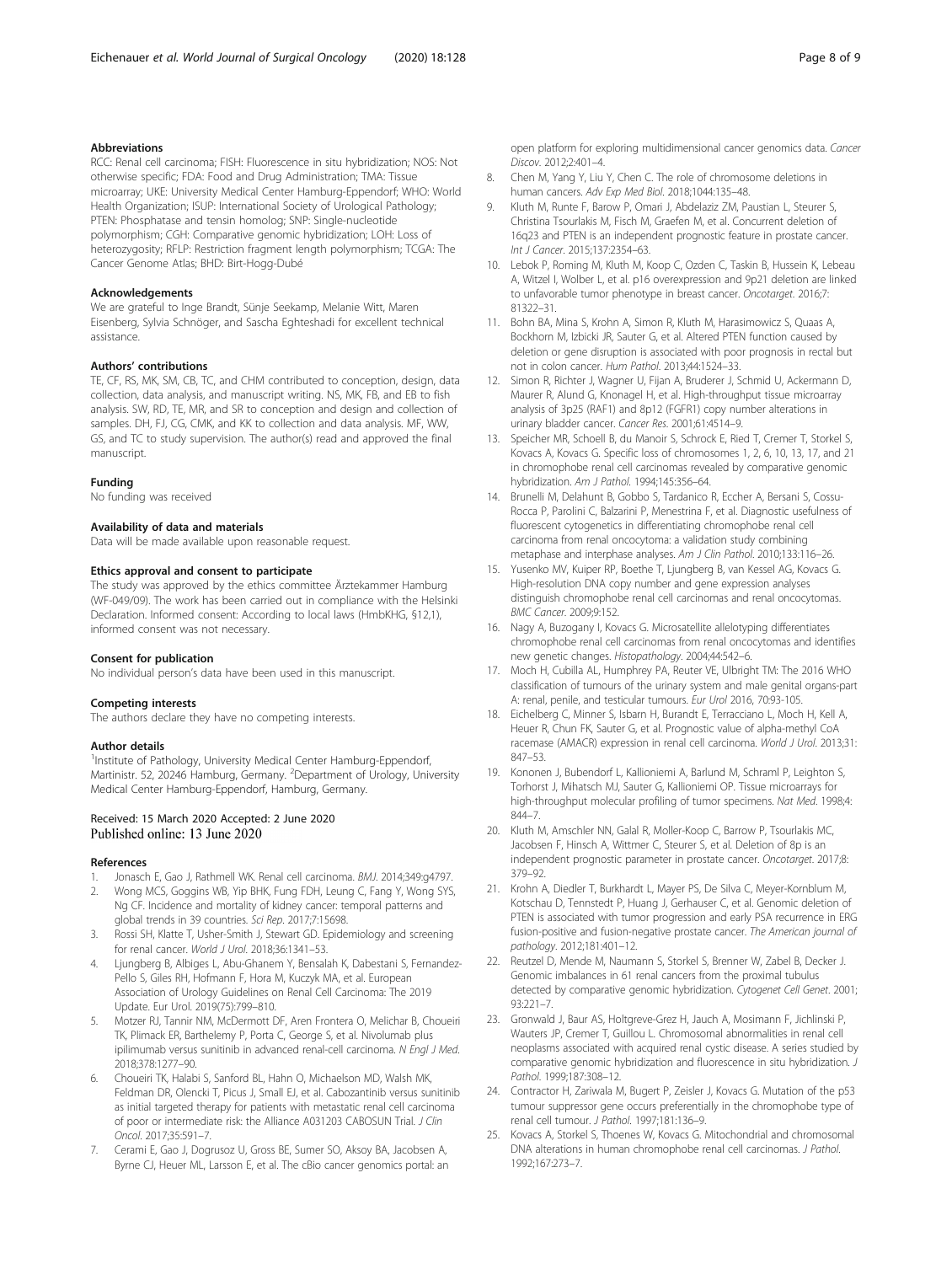### Abbreviations

RCC: Renal cell carcinoma; FISH: Fluorescence in situ hybridization; NOS: Not otherwise specific; FDA: Food and Drug Administration; TMA: Tissue microarray; UKE: University Medical Center Hamburg-Eppendorf; WHO: World Health Organization; ISUP: International Society of Urological Pathology; PTEN: Phosphatase and tensin homolog; SNP: Single-nucleotide polymorphism; CGH: Comparative genomic hybridization; LOH: Loss of heterozygosity; RFLP: Restriction fragment length polymorphism; TCGA: The Cancer Genome Atlas; BHD: Birt-Hogg-Dubé

### Acknowledgements

We are grateful to Inge Brandt, Sünje Seekamp, Melanie Witt, Maren Eisenberg, Sylvia Schnöger, and Sascha Eghteshadi for excellent technical assistance.

### Authors' contributions

TE, CF, RS, MK, SM, CB, TC, and CHM contributed to conception, design, data collection, data analysis, and manuscript writing. NS, MK, FB, and EB to fish analysis. SW, RD, TE, MR, and SR to conception and design and collection of samples. DH, FJ, CG, CMK, and KK to collection and data analysis. MF, WW, GS, and TC to study supervision. The author(s) read and approved the final manuscript.

### Funding

No funding was received

### Availability of data and materials

Data will be made available upon reasonable request.

### Ethics approval and consent to participate

The study was approved by the ethics committee Ärztekammer Hamburg (WF-049/09). The work has been carried out in compliance with the Helsinki Declaration. Informed consent: According to local laws (HmbKHG, §12,1), informed consent was not necessary.

### Consent for publication

No individual person's data have been used in this manuscript.

### Competing interests

The authors declare they have no competing interests.

### Author details

[1]Institute of Pathology, University Medical Center Hamburg-Eppendorf, Martinistr. 52, 20246 Hamburg, Germany. [2]Department of Urology, University Medical Center Hamburg-Eppendorf, Hamburg, Germany.

Received: 15 March 2020 Accepted: 2 June 2020
Published online: 13 June 2020

### References

1. Jonasch E, Gao J, Rathmell WK. Renal cell carcinoma. BMJ. 2014;349:g4797.
2. Wong MCS, Goggins WB, Yip BHK, Fung FDH, Leung C, Fang Y, Wong SYS, Ng CF. Incidence and mortality of kidney cancer: temporal patterns and global trends in 39 countries. Sci Rep. 2017;7:15698.
3. Rossi SH, Klatte T, Usher-Smith J, Stewart GD. Epidemiology and screening for renal cancer. World J Urol. 2018;36:1341–53.
4. Ljungberg B, Albiges L, Abu-Ghanem Y, Bensalah K, Dabestani S, Fernandez-Pello S, Giles RH, Hofmann F, Hora M, Kuczyk MA, et al. European Association of Urology Guidelines on Renal Cell Carcinoma: The 2019 Update. Eur Urol. 2019(75):799–810.
5. Motzer RJ, Tannir NM, McDermott DF, Aren Frontera O, Melichar B, Choueiri TK, Plimack ER, Barthelemy P, Porta C, George S, et al. Nivolumab plus ipilimumab versus sunitinib in advanced renal-cell carcinoma. N Engl J Med. 2018;378:1277–90.
6. Choueiri TK, Halabi S, Sanford BL, Hahn O, Michaelson MD, Walsh MK, Feldman DR, Olencki T, Picus J, Small EJ, et al. Cabozantinib versus sunitinib as initial targeted therapy for patients with metastatic renal cell carcinoma of poor or intermediate risk: the Alliance A031203 CABOSUN Trial. J Clin Oncol. 2017;35:591–7.
7. Cerami E, Gao J, Dogrusoz U, Gross BE, Sumer SO, Aksoy BA, Jacobsen A, Byrne CJ, Heuer ML, Larsson E, et al. The cBio cancer genomics portal: an open platform for exploring multidimensional cancer genomics data. Cancer Discov. 2012;2:401–4.
8. Chen M, Yang Y, Liu Y, Chen C. The role of chromosome deletions in human cancers. Adv Exp Med Biol. 2018;1044:135–48.
9. Kluth M, Runte F, Barow P, Omari J, Abdelaziz ZM, Paustian L, Steurer S, Christina Tsourlakis M, Fisch M, Graefen M, et al. Concurrent deletion of 16q23 and PTEN is an independent prognostic feature in prostate cancer. Int J Cancer. 2015;137:2354–63.
10. Lebok P, Roming M, Kluth M, Koop C, Ozden C, Taskin B, Hussein K, Lebeau A, Witzel I, Wolber L, et al. p16 overexpression and 9p21 deletion are linked to unfavorable tumor phenotype in breast cancer. Oncotarget. 2016;7: 81322–31.
11. Bohn BA, Mina S, Krohn A, Simon R, Kluth M, Harasimowicz S, Quaas A, Bockhorn M, Izbicki JR, Sauter G, et al. Altered PTEN function caused by deletion or gene disruption is associated with poor prognosis in rectal but not in colon cancer. Hum Pathol. 2013;44:1524–33.
12. Simon R, Richter J, Wagner U, Fijan A, Bruderer J, Schmid U, Ackermann D, Maurer R, Alund G, Knonagel H, et al. High-throughput tissue microarray analysis of 3p25 (RAF1) and 8p12 (FGFR1) copy number alterations in urinary bladder cancer. Cancer Res. 2001;61:4514–9.
13. Speicher MR, Schoell B, du Manoir S, Schrock E, Ried T, Cremer T, Storkel S, Kovacs A, Kovacs G. Specific loss of chromosomes 1, 2, 6, 10, 13, 17, and 21 in chromophobe renal cell carcinomas revealed by comparative genomic hybridization. Am J Pathol. 1994;145:356–64.
14. Brunelli M, Delahunt B, Gobbo S, Tardanico R, Eccher A, Bersani S, Cossu-Rocca P, Parolini C, Balzarini P, Menestrina F, et al. Diagnostic usefulness of fluorescent cytogenetics in differentiating chromophobe renal cell carcinoma from renal oncocytoma: a validation study combining metaphase and interphase analyses. Am J Clin Pathol. 2010;133:116–26.
15. Yusenko MV, Kuiper RP, Boethe T, Ljungberg B, van Kessel AG, Kovacs G. High-resolution DNA copy number and gene expression analyses distinguish chromophobe renal cell carcinomas and renal oncocytomas. BMC Cancer. 2009;9:152.
16. Nagy A, Buzogany I, Kovacs G. Microsatellite allelotyping differentiates chromophobe renal cell carcinomas from renal oncocytomas and identifies new genetic changes. Histopathology. 2004;44:542–6.
17. Moch H, Cubilla AL, Humphrey PA, Reuter VE, Ulbright TM: The 2016 WHO classification of tumours of the urinary system and male genital organs-part A: renal, penile, and testicular tumours. Eur Urol 2016, 70:93-105.
18. Eichelberg C, Minner S, Isbarn H, Burandt E, Terracciano L, Moch H, Kell A, Heuer R, Chun FK, Sauter G, et al. Prognostic value of alpha-methyl CoA racemase (AMACR) expression in renal cell carcinoma. World J Urol. 2013;31: 847–53.
19. Kononen J, Bubendorf L, Kallioniemi A, Barlund M, Schraml P, Leighton S, Torhorst J, Mihatsch MJ, Sauter G, Kallioniemi OP. Tissue microarrays for high-throughput molecular profiling of tumor specimens. Nat Med. 1998;4: 844–7.
20. Kluth M, Amschler NN, Galal R, Moller-Koop C, Barrow P, Tsourlakis MC, Jacobsen F, Hinsch A, Wittmer C, Steurer S, et al. Deletion of 8p is an independent prognostic parameter in prostate cancer. Oncotarget. 2017;8: 379–92.
21. Krohn A, Diedler T, Burkhardt L, Mayer PS, De Silva C, Meyer-Kornblum M, Kotschau D, Tennstedt P, Huang J, Gerhauser C, et al. Genomic deletion of PTEN is associated with tumor progression and early PSA recurrence in ERG fusion-positive and fusion-negative prostate cancer. The American journal of pathology. 2012;181:401–12.
22. Reutzel D, Mende M, Naumann S, Storkel S, Brenner W, Zabel B, Decker J. Genomic imbalances in 61 renal cancers from the proximal tubulus detected by comparative genomic hybridization. Cytogenet Cell Genet. 2001; 93:221–7.
23. Gronwald J, Baur AS, Holtgreve-Grez H, Jauch A, Mosimann F, Jichlinski P, Wauters JP, Cremer T, Guillou L. Chromosomal abnormalities in renal cell neoplasms associated with acquired renal cystic disease. A series studied by comparative genomic hybridization and fluorescence in situ hybridization. J Pathol. 1999;187:308–12.
24. Contractor H, Zariwala M, Bugert P, Zeisler J, Kovacs G. Mutation of the p53 tumour suppressor gene occurs preferentially in the chromophobe type of renal cell tumour. J Pathol. 1997;181:136–9.
25. Kovacs A, Storkel S, Thoenes W, Kovacs G. Mitochondrial and chromosomal DNA alterations in human chromophobe renal cell carcinomas. J Pathol. 1992;167:273–7.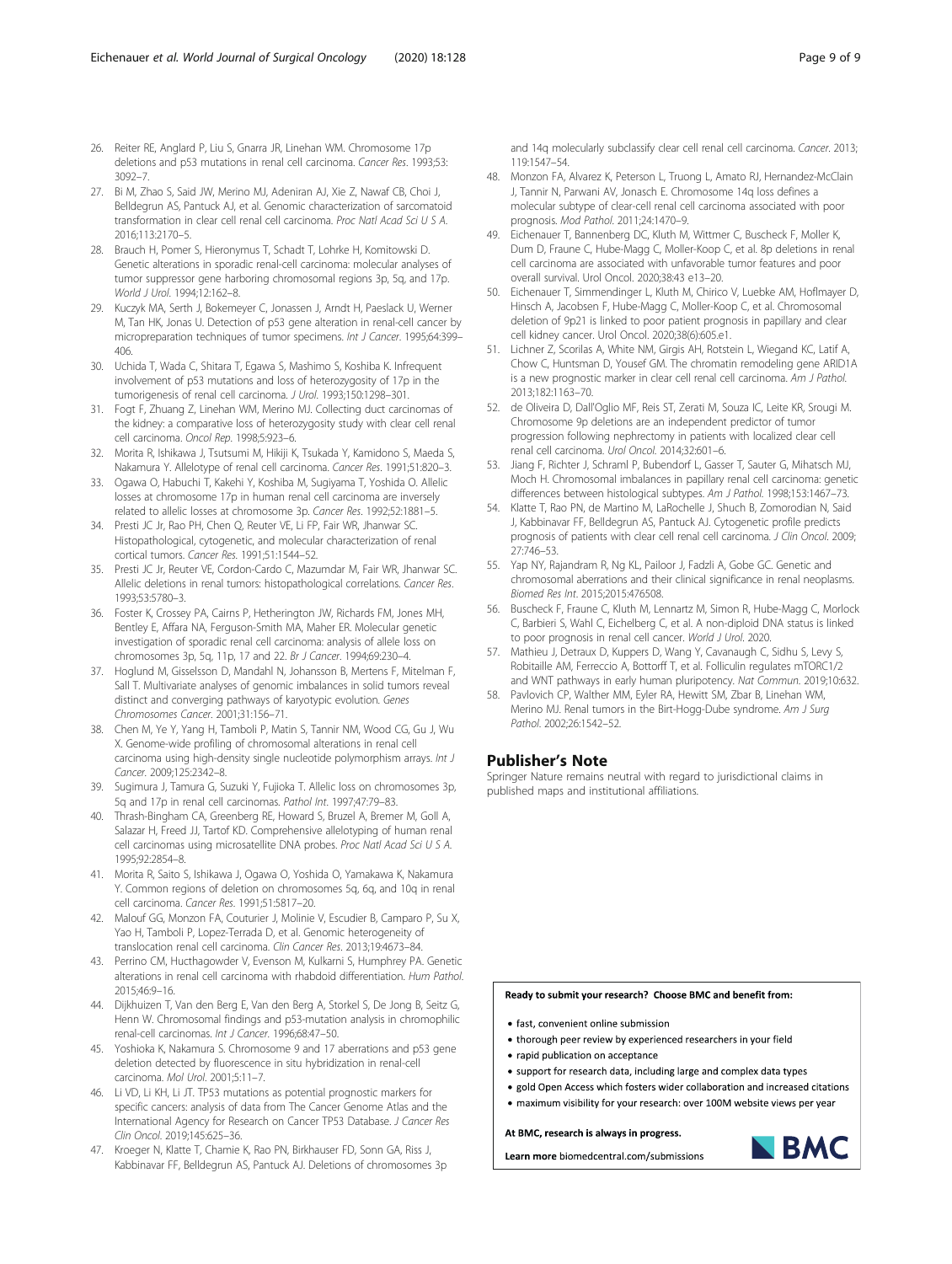26. Reiter RE, Anglard P, Liu S, Gnarra JR, Linehan WM. Chromosome 17p deletions and p53 mutations in renal cell carcinoma. *Cancer Res*. 1993;53: 3092–7.
27. Bi M, Zhao S, Said JW, Merino MJ, Adeniran AJ, Xie Z, Nawaf CB, Choi J, Belldegrun AS, Pantuck AJ, et al. Genomic characterization of sarcomatoid transformation in clear cell renal cell carcinoma. *Proc Natl Acad Sci U S A*. 2016;113:2170–5.
28. Brauch H, Pomer S, Hieronymus T, Schadt T, Lohrke H, Komitowski D. Genetic alterations in sporadic renal-cell carcinoma: molecular analyses of tumor suppressor gene harboring chromosomal regions 3p, 5q, and 17p. *World J Urol*. 1994;12:162–8.
29. Kuczyk MA, Serth J, Bokemeyer C, Jonassen J, Arndt H, Paeslack U, Werner M, Tan HK, Jonas U. Detection of p53 gene alteration in renal-cell cancer by micropreparation techniques of tumor specimens. *Int J Cancer*. 1995;64:399–406.
30. Uchida T, Wada C, Shitara T, Egawa S, Mashimo S, Koshiba K. Infrequent involvement of p53 mutations and loss of heterozygosity of 17p in the tumorigenesis of renal cell carcinoma. *J Urol*. 1993;150:1298–301.
31. Fogt F, Zhuang Z, Linehan WM, Merino MJ. Collecting duct carcinomas of the kidney: a comparative loss of heterozygosity study with clear cell renal cell carcinoma. *Oncol Rep*. 1998;5:923–6.
32. Morita R, Ishikawa J, Tsutsumi M, Hikiji K, Tsukada Y, Kamidono S, Maeda S, Nakamura Y. Allelotype of renal cell carcinoma. *Cancer Res*. 1991;51:820–3.
33. Ogawa O, Habuchi T, Kakehi Y, Koshiba M, Sugiyama T, Yoshida O. Allelic losses at chromosome 17p in human renal cell carcinoma are inversely related to allelic losses at chromosome 3p. *Cancer Res*. 1992;52:1881–5.
34. Presti JC Jr, Rao PH, Chen Q, Reuter VE, Li FP, Fair WR, Jhanwar SC. Histopathological, cytogenetic, and molecular characterization of renal cortical tumors. *Cancer Res*. 1991;51:1544–52.
35. Presti JC Jr, Reuter VE, Cordon-Cardo C, Mazumdar M, Fair WR, Jhanwar SC. Allelic deletions in renal tumors: histopathological correlations. *Cancer Res*. 1993;53:5780–3.
36. Foster K, Crossey PA, Cairns P, Hetherington JW, Richards FM, Jones MH, Bentley E, Affara NA, Ferguson-Smith MA, Maher ER. Molecular genetic investigation of sporadic renal cell carcinoma: analysis of allele loss on chromosomes 3p, 5q, 11p, 17 and 22. *Br J Cancer*. 1994;69:230–4.
37. Hoglund M, Gisselsson D, Mandahl N, Johansson B, Mertens F, Mitelman F, Sall T. Multivariate analyses of genomic imbalances in solid tumors reveal distinct and converging pathways of karyotypic evolution. *Genes Chromosomes Cancer*. 2001;31:156–71.
38. Chen M, Ye Y, Yang H, Tamboli P, Matin S, Tannir NM, Wood CG, Gu J, Wu X. Genome-wide profiling of chromosomal alterations in renal cell carcinoma using high-density single nucleotide polymorphism arrays. *Int J Cancer*. 2009;125:2342–8.
39. Sugimura J, Tamura G, Suzuki Y, Fujioka T. Allelic loss on chromosomes 3p, 5q and 17p in renal cell carcinomas. *Pathol Int*. 1997;47:79–83.
40. Thrash-Bingham CA, Greenberg RE, Howard S, Bruzel A, Bremer M, Goll A, Salazar H, Freed JJ, Tartof KD. Comprehensive allelotyping of human renal cell carcinomas using microsatellite DNA probes. *Proc Natl Acad Sci U S A*. 1995;92:2854–8.
41. Morita R, Saito S, Ishikawa J, Ogawa O, Yoshida O, Yamakawa K, Nakamura Y. Common regions of deletion on chromosomes 5q, 6q, and 10q in renal cell carcinoma. *Cancer Res*. 1991;51:5817–20.
42. Malouf GG, Monzon FA, Couturier J, Molinie V, Escudier B, Camparo P, Su X, Yao H, Tamboli P, Lopez-Terrada D, et al. Genomic heterogeneity of translocation renal cell carcinoma. *Clin Cancer Res*. 2013;19:4673–84.
43. Perrino CM, Hucthagowder V, Evenson M, Kulkarni S, Humphrey PA. Genetic alterations in renal cell carcinoma with rhabdoid differentiation. *Hum Pathol*. 2015;46:9–16.
44. Dijkhuizen T, Van den Berg E, Van den Berg A, Storkel S, De Jong B, Seitz G, Henn W. Chromosomal findings and p53-mutation analysis in chromophilic renal-cell carcinomas. *Int J Cancer*. 1996;68:47–50.
45. Yoshioka K, Nakamura S. Chromosome 9 and 17 aberrations and p53 gene deletion detected by fluorescence in situ hybridization in renal-cell carcinoma. *Mol Urol*. 2001;5:11–7.
46. Li VD, Li KH, Li JT. TP53 mutations as potential prognostic markers for specific cancers: analysis of data from The Cancer Genome Atlas and the International Agency for Research on Cancer TP53 Database. *J Cancer Res Clin Oncol*. 2019;145:625–36.
47. Kroeger N, Klatte T, Chamie K, Rao PN, Birkhauser FD, Sonn GA, Riss J, Kabbinavar FF, Belldegrun AS, Pantuck AJ. Deletions of chromosomes 3p and 14q molecularly subclassify clear cell renal cell carcinoma. *Cancer*. 2013; 119:1547–54.
48. Monzon FA, Alvarez K, Peterson L, Truong L, Amato RJ, Hernandez-McClain J, Tannir N, Parwani AV, Jonasch E. Chromosome 14q loss defines a molecular subtype of clear-cell renal cell carcinoma associated with poor prognosis. *Mod Pathol*. 2011;24:1470–9.
49. Eichenauer T, Bannenberg DC, Kluth M, Wittmer C, Buscheck F, Moller K, Dum D, Fraune C, Hube-Magg C, Moller-Koop C, et al. 8p deletions in renal cell carcinoma are associated with unfavorable tumor features and poor overall survival. Urol Oncol. 2020;38:43 e13–20.
50. Eichenauer T, Simmendinger L, Kluth M, Chirico V, Luebke AM, Hoflmayer D, Hinsch A, Jacobsen F, Hube-Magg C, Moller-Koop C, et al. Chromosomal deletion of 9p21 is linked to poor patient prognosis in papillary and clear cell kidney cancer. Urol Oncol. 2020;38(6):605.e1.
51. Lichner Z, Scorilas A, White NM, Girgis AH, Rotstein L, Wiegand KC, Latif A, Chow C, Huntsman D, Yousef GM. The chromatin remodeling gene ARID1A is a new prognostic marker in clear cell renal cell carcinoma. *Am J Pathol*. 2013;182:1163–70.
52. de Oliveira D, Dall'Oglio MF, Reis ST, Zerati M, Souza IC, Leite KR, Srougi M. Chromosome 9p deletions are an independent predictor of tumor progression following nephrectomy in patients with localized clear cell renal cell carcinoma. *Urol Oncol*. 2014;32:601–6.
53. Jiang F, Richter J, Schraml P, Bubendorf L, Gasser T, Sauter G, Mihatsch MJ, Moch H. Chromosomal imbalances in papillary renal cell carcinoma: genetic differences between histological subtypes. *Am J Pathol*. 1998;153:1467–73.
54. Klatte T, Rao PN, de Martino M, LaRochelle J, Shuch B, Zomorodian N, Said J, Kabbinavar FF, Belldegrun AS, Pantuck AJ. Cytogenetic profile predicts prognosis of patients with clear cell renal cell carcinoma. *J Clin Oncol*. 2009; 27:746–53.
55. Yap NY, Rajandram R, Ng KL, Pailoor J, Fadzli A, Gobe GC. Genetic and chromosomal aberrations and their clinical significance in renal neoplasms. *Biomed Res Int*. 2015;2015:476508.
56. Buscheck F, Fraune C, Kluth M, Lennartz M, Simon R, Hube-Magg C, Morlock C, Barbieri S, Wahl C, Eichelberg C, et al. A non-diploid DNA status is linked to poor prognosis in renal cell cancer. *World J Urol*. 2020.
57. Mathieu J, Detraux D, Kuppers D, Wang Y, Cavanaugh C, Sidhu S, Levy S, Robitaille AM, Ferreccio A, Bottorff T, et al. Folliculin regulates mTORC1/2 and WNT pathways in early human pluripotency. *Nat Commun*. 2019;10:632.
58. Pavlovich CP, Walther MM, Eyler RA, Hewitt SM, Zbar B, Linehan WM, Merino MJ. Renal tumors in the Birt-Hogg-Dube syndrome. *Am J Surg Pathol*. 2002;26:1542–52.

## Publisher's Note

Springer Nature remains neutral with regard to jurisdictional claims in published maps and institutional affiliations.

**Ready to submit your research? Choose BMC and benefit from:**

- fast, convenient online submission
- thorough peer review by experienced researchers in your field
- rapid publication on acceptance
- support for research data, including large and complex data types
- gold Open Access which fosters wider collaboration and increased citations
- maximum visibility for your research: over 100M website views per year

**At BMC, research is always in progress.**

**Learn more** biomedcentral.com/submissions

BMC